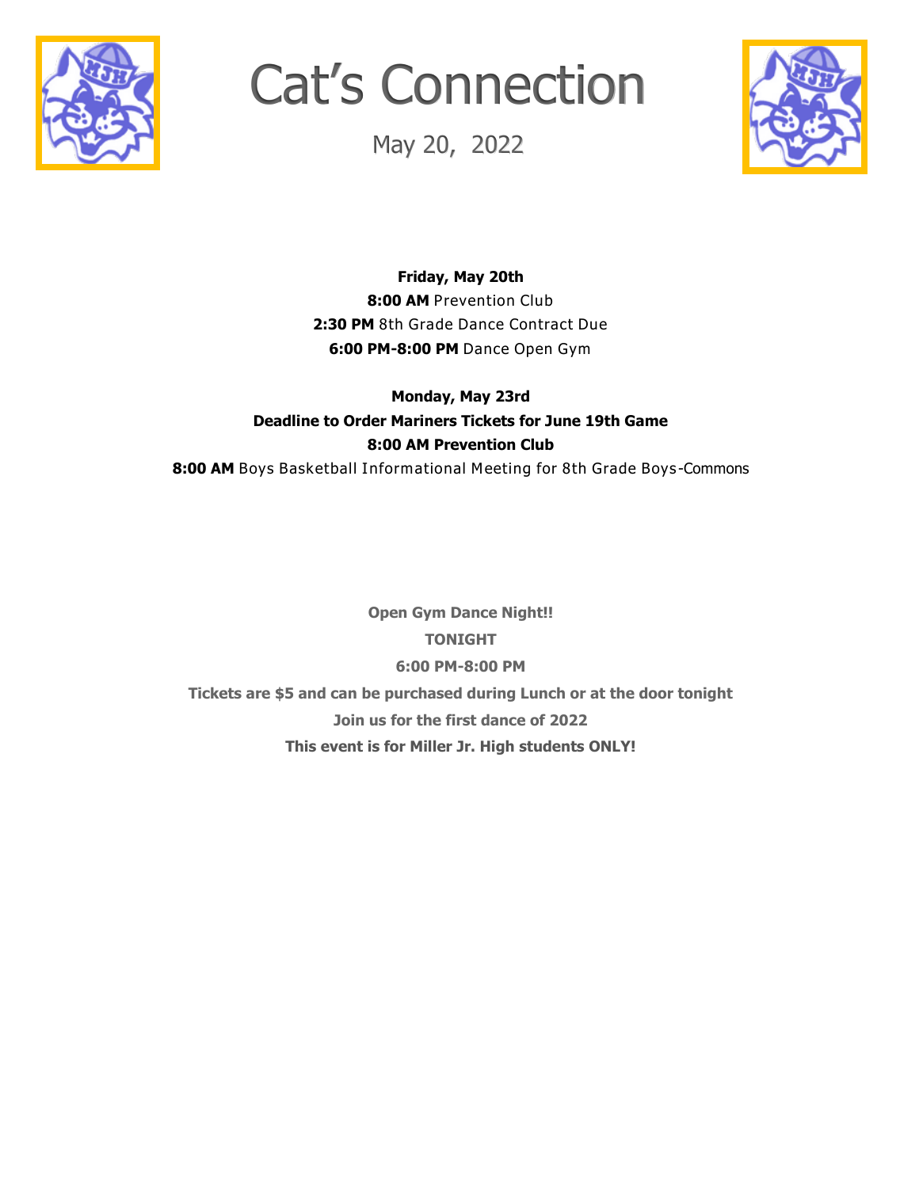# Cat's Connection

May 20, 2022

**Friday, May 20th**

**8:00 AM** Prevention Club

**2:30 PM** 8th Grade Dance Contract Due

**6:00 PM-8:00 PM** Dance Open Gym

**Monday, May 23rd**

**Deadline to Order Mariners Tickets for June 19th Game**

**8:00 AM Prevention Club**

**8:00 AM** Boys Basketball Informational Meeting for 8th Grade Boys-Commons

**Open Gym Dance Night!!**

**TONIGHT**

**6:00 PM-8:00 PM**

**Tickets are $5 and can be purchased during Lunch or at the door tonight**

**Join us for the first dance of 2022**

**This event is for Miller Jr. High students ONLY!**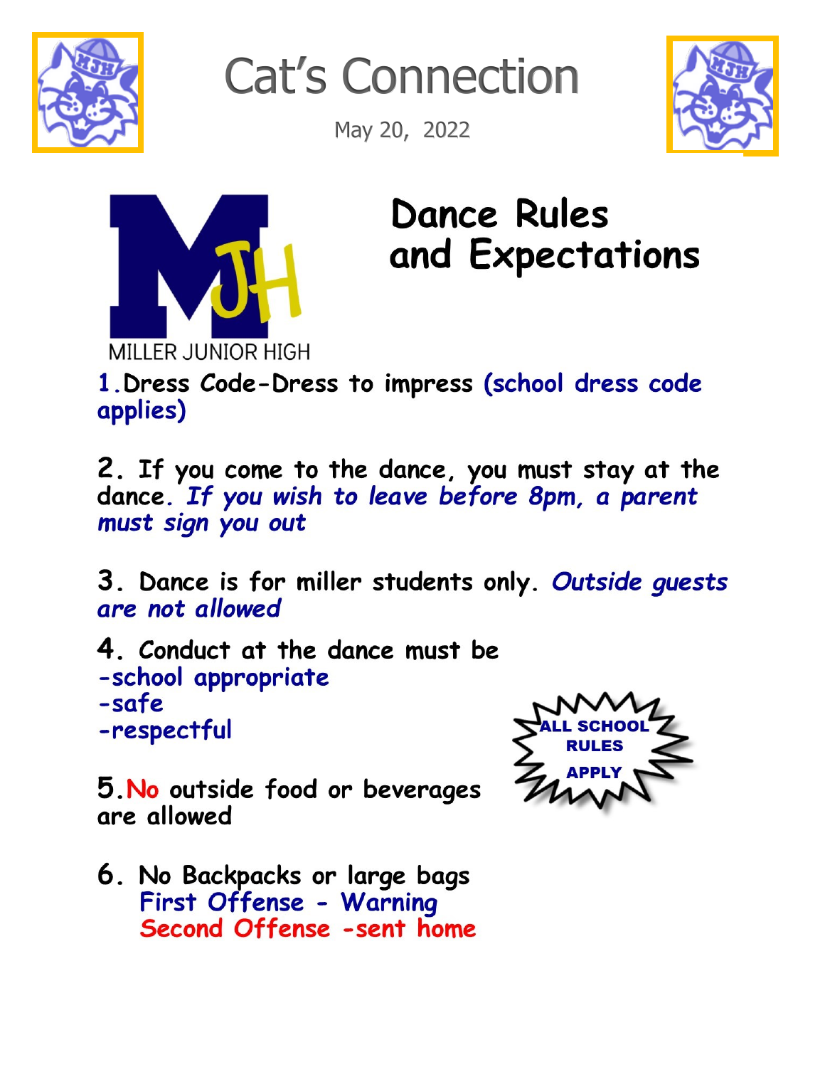# Cat's Connection

May 20, 2022

MILLER JUNIOR HIGH

## Dance Rules and Expectations

1. Dress Code-Dress to impress (school dress code applies)

2. If you come to the dance, you must stay at the dance. *If you wish to leave before 8pm, a parent must sign you out*

3. Dance is for miller students only. *Outside guests are not allowed*

4. Conduct at the dance must be
   - -school appropriate
   - -safe
   - -respectful

5. No outside food or beverages are allowed

6. No Backpacks or large bags
   First Offense - Warning
   Second Offense -sent home

ALL SCHOOL RULES APPLY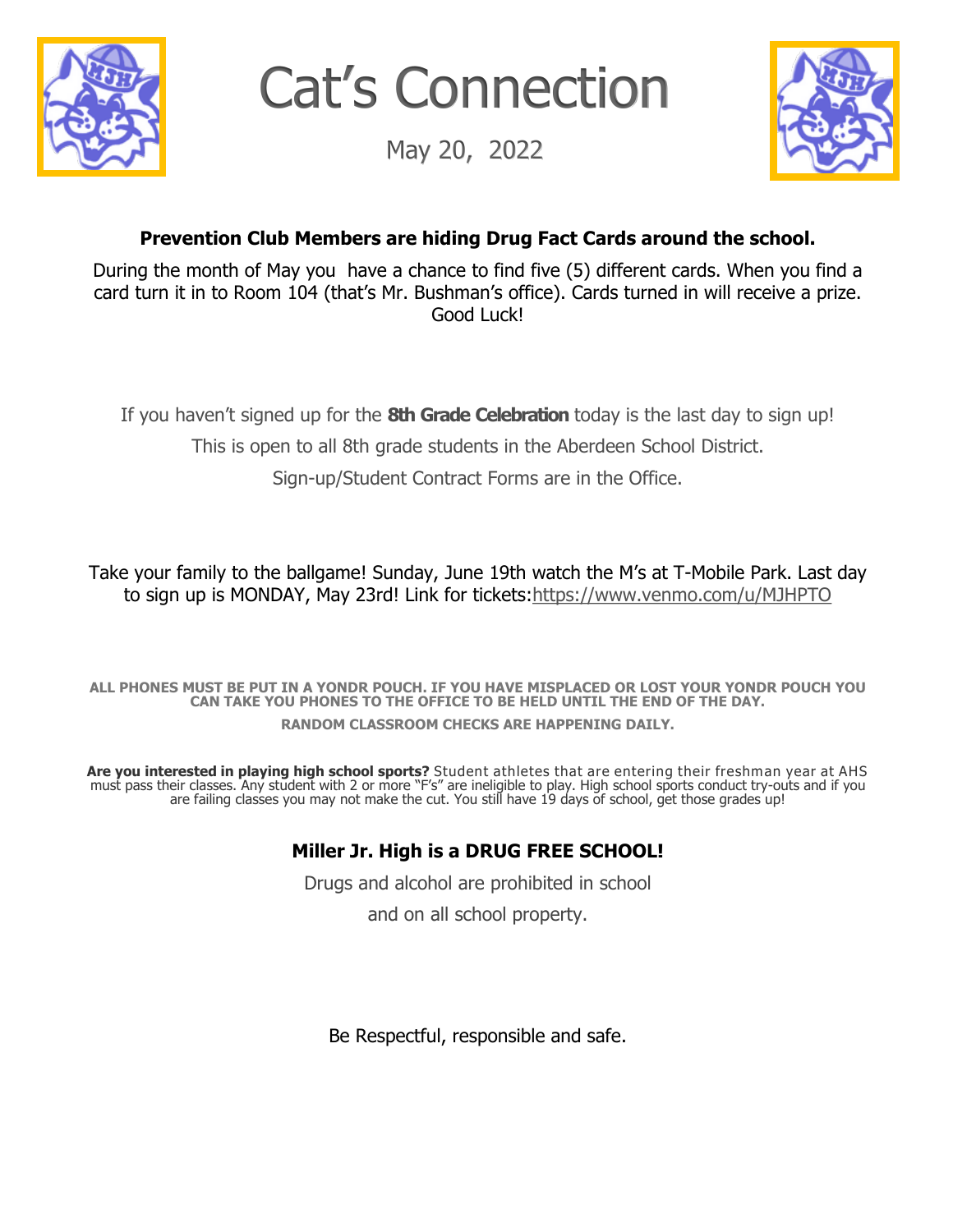# Cat's Connection

May 20, 2022

**Prevention Club Members are hiding Drug Fact Cards around the school.**

During the month of May you have a chance to find five (5) different cards. When you find a card turn it in to Room 104 (that's Mr. Bushman's office). Cards turned in will receive a prize. Good Luck!

If you haven't signed up for the **8th Grade Celebration** today is the last day to sign up!

This is open to all 8th grade students in the Aberdeen School District.

Sign-up/Student Contract Forms are in the Office.

Take your family to the ballgame! Sunday, June 19th watch the M's at T-Mobile Park. Last day to sign up is MONDAY, May 23rd! Link for tickets:https://www.venmo.com/u/MJHPTO

**ALL PHONES MUST BE PUT IN A YONDR POUCH. IF YOU HAVE MISPLACED OR LOST YOUR YONDR POUCH YOU CAN TAKE YOU PHONES TO THE OFFICE TO BE HELD UNTIL THE END OF THE DAY.**

**RANDOM CLASSROOM CHECKS ARE HAPPENING DAILY.**

**Are you interested in playing high school sports?** Student athletes that are entering their freshman year at AHS must pass their classes. Any student with 2 or more "F's" are ineligible to play. High school sports conduct try-outs and if you are failing classes you may not make the cut. You still have 19 days of school, get those grades up!

**Miller Jr. High is a DRUG FREE SCHOOL!**

Drugs and alcohol are prohibited in school

and on all school property.

Be Respectful, responsible and safe.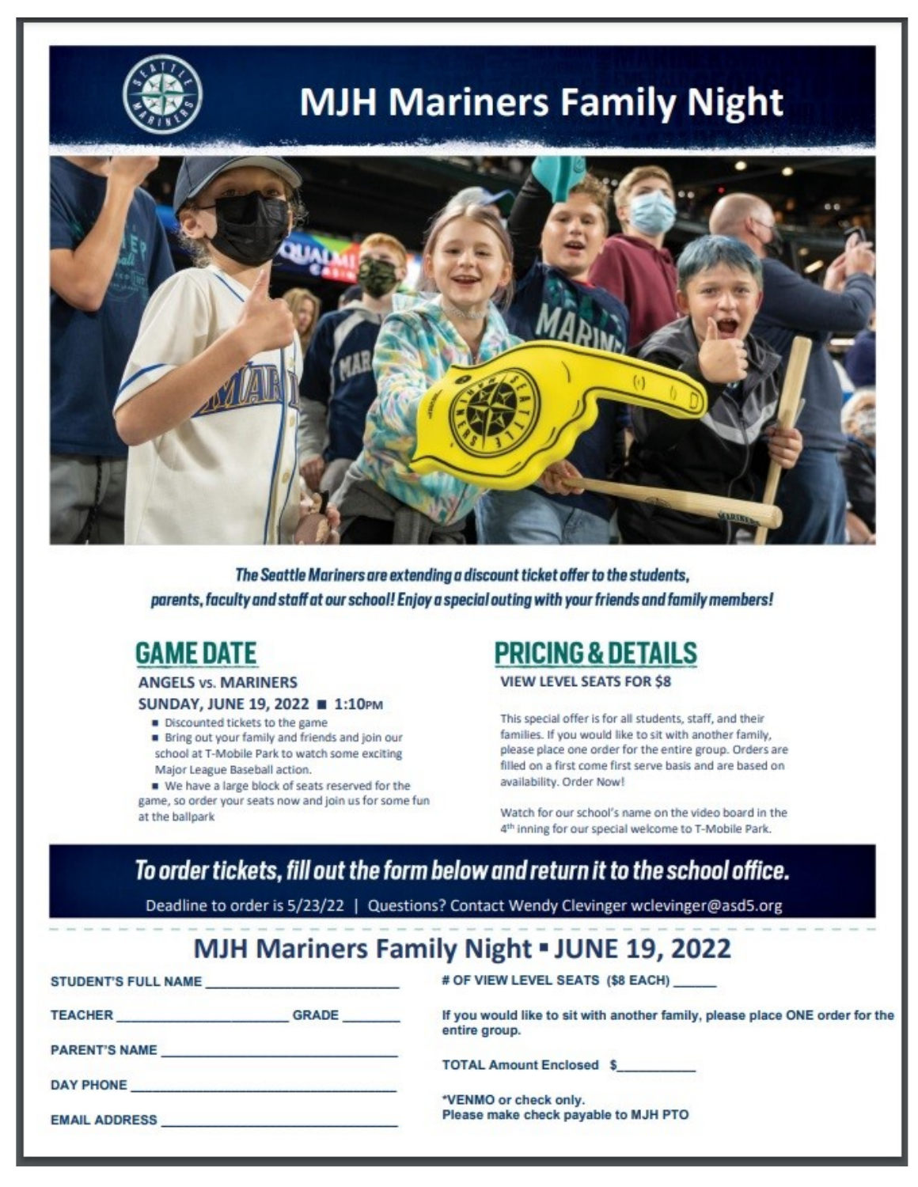# MJH Mariners Family Night

***The Seattle Mariners are extending a discount ticket offer to the students, parents, faculty and staff at our school! Enjoy a special outing with your friends and family members!***

## GAME DATE

**ANGELS vs. MARINERS**

**SUNDAY, JUNE 19, 2022 ■ 1:10PM**

- Discounted tickets to the game
- Bring out your family and friends and join our school at T-Mobile Park to watch some exciting Major League Baseball action.
- We have a large block of seats reserved for the game, so order your seats now and join us for some fun at the ballpark

## PRICING & DETAILS

**VIEW LEVEL SEATS FOR $8**

This special offer is for all students, staff, and their families. If you would like to sit with another family, please place one order for the entire group. Orders are filled on a first come first serve basis and are based on availability. Order Now!

Watch for our school's name on the video board in the 4th inning for our special welcome to T-Mobile Park.

***To order tickets, fill out the form below and return it to the school office.***

Deadline to order is 5/23/22 | Questions? Contact Wendy Clevinger wclevinger@asd5.org

## MJH Mariners Family Night ▪ JUNE 19, 2022

**STUDENT'S FULL NAME** ____________________

**TEACHER** ____________________ **GRADE** ________

**PARENT'S NAME** ____________________

**DAY PHONE** ____________________

**EMAIL ADDRESS** ____________________

**# OF VIEW LEVEL SEATS ($8 EACH)** ______

**If you would like to sit with another family, please place ONE order for the entire group.**

**TOTAL Amount Enclosed $**__________

**\*VENMO or check only.**
**Please make check payable to MJH PTO**